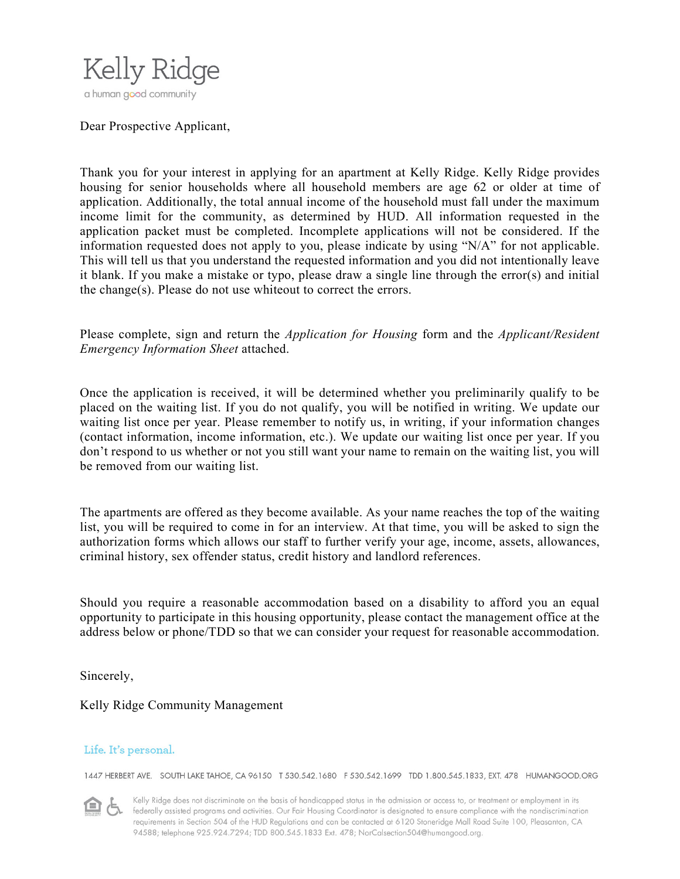# Kelly Ridge

a human good community

Dear Prospective Applicant,

Thank you for your interest in applying for an apartment at Kelly Ridge. Kelly Ridge provides housing for senior households where all household members are age 62 or older at time of application. Additionally, the total annual income of the household must fall under the maximum income limit for the community, as determined by HUD. All information requested in the application packet must be completed. Incomplete applications will not be considered. If the information requested does not apply to you, please indicate by using "N/A" for not applicable. This will tell us that you understand the requested information and you did not intentionally leave it blank. If you make a mistake or typo, please draw a single line through the error(s) and initial the change(s). Please do not use whiteout to correct the errors.

Please complete, sign and return the *Application for Housing* form and the *Applicant/Resident Emergency Information Sheet* attached.

Once the application is received, it will be determined whether you preliminarily qualify to be placed on the waiting list. If you do not qualify, you will be notified in writing. We update our waiting list once per year. Please remember to notify us, in writing, if your information changes (contact information, income information, etc.). We update our waiting list once per year. If you don't respond to us whether or not you still want your name to remain on the waiting list, you will be removed from our waiting list.

The apartments are offered as they become available. As your name reaches the top of the waiting list, you will be required to come in for an interview. At that time, you will be asked to sign the authorization forms which allows our staff to further verify your age, income, assets, allowances, criminal history, sex offender status, credit history and landlord references.

Should you require a reasonable accommodation based on a disability to afford you an equal opportunity to participate in this housing opportunity, please contact the management office at the address below or phone/TDD so that we can consider your request for reasonable accommodation.

Sincerely,

Kelly Ridge Community Management

Life. It's personal.

1447 HERBERT AVE. SOUTH LAKE TAHOE, CA 96150 T 530.542.1680 F 530.542.1699 TDD 1.800.545.1833, EXT. 478 HUMANGOOD.ORG

Kelly Ridge does not discriminate on the basis of handicapped status in the admission or access to, or treatment or employment in its federally assisted programs and activities. Our Fair Housing Coordinator is designated to ensure compliance with the nondiscrimination requirements in Section 504 of the HUD Regulations and can be contacted at 6120 Stoneridge Mall Road Suite 100, Pleasanton, CA 94588; telephone 925.924.7294; TDD 800.545.1833 Ext. 478; NorCalsection504@humangood.org.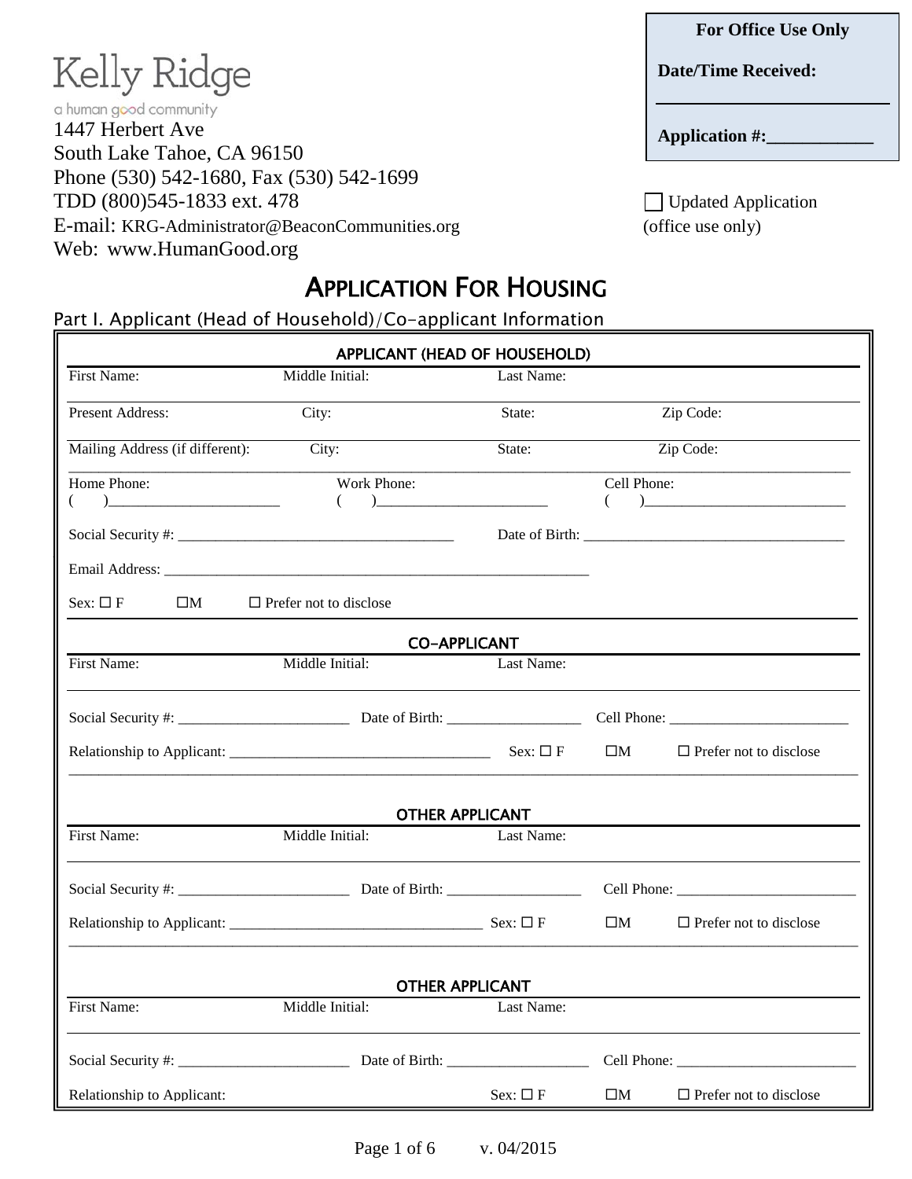Kelly Ridge

a human good community

1447 Herbert Ave
South Lake Tahoe, CA 96150
Phone (530) 542-1680, Fax (530) 542-1699
TDD (800)545-1833 ext. 478
E-mail: KRG-Administrator@BeaconCommunities.org
Web: www.HumanGood.org

**For Office Use Only**

**Date/Time Received:** ________________________

**Application #:**____________

☐ Updated Application (office use only)

# APPLICATION FOR HOUSING

## Part I. Applicant (Head of Household)/Co-applicant Information

### APPLICANT (HEAD OF HOUSEHOLD)

First Name: Middle Initial: Last Name:

Present Address: City: State: Zip Code:

Mailing Address (if different): City: State: Zip Code:

Home Phone: ( )________________________ Work Phone: ( )________________________ Cell Phone: ( )____________________________

Social Security #: _____________________________________ Date of Birth: ___________________________________

Email Address: ___________________________________________________________

Sex: ☐ F ☐M ☐ Prefer not to disclose

### CO-APPLICANT

First Name: Middle Initial: Last Name:

Social Security #: _______________________ Date of Birth: __________________ Cell Phone: _________________________

Relationship to Applicant: ___________________________________ Sex: ☐ F ☐M ☐ Prefer not to disclose

### OTHER APPLICANT

First Name: Middle Initial: Last Name:

Social Security #: _______________________ Date of Birth: __________________ Cell Phone: _________________________

Relationship to Applicant: __________________________________ Sex: ☐ F ☐M ☐ Prefer not to disclose

### OTHER APPLICANT

First Name: Middle Initial: Last Name:

Social Security #: _______________________ Date of Birth: ___________________ Cell Phone: _________________________

Relationship to Applicant: Sex: ☐ F ☐M ☐ Prefer not to disclose

v. 04/2015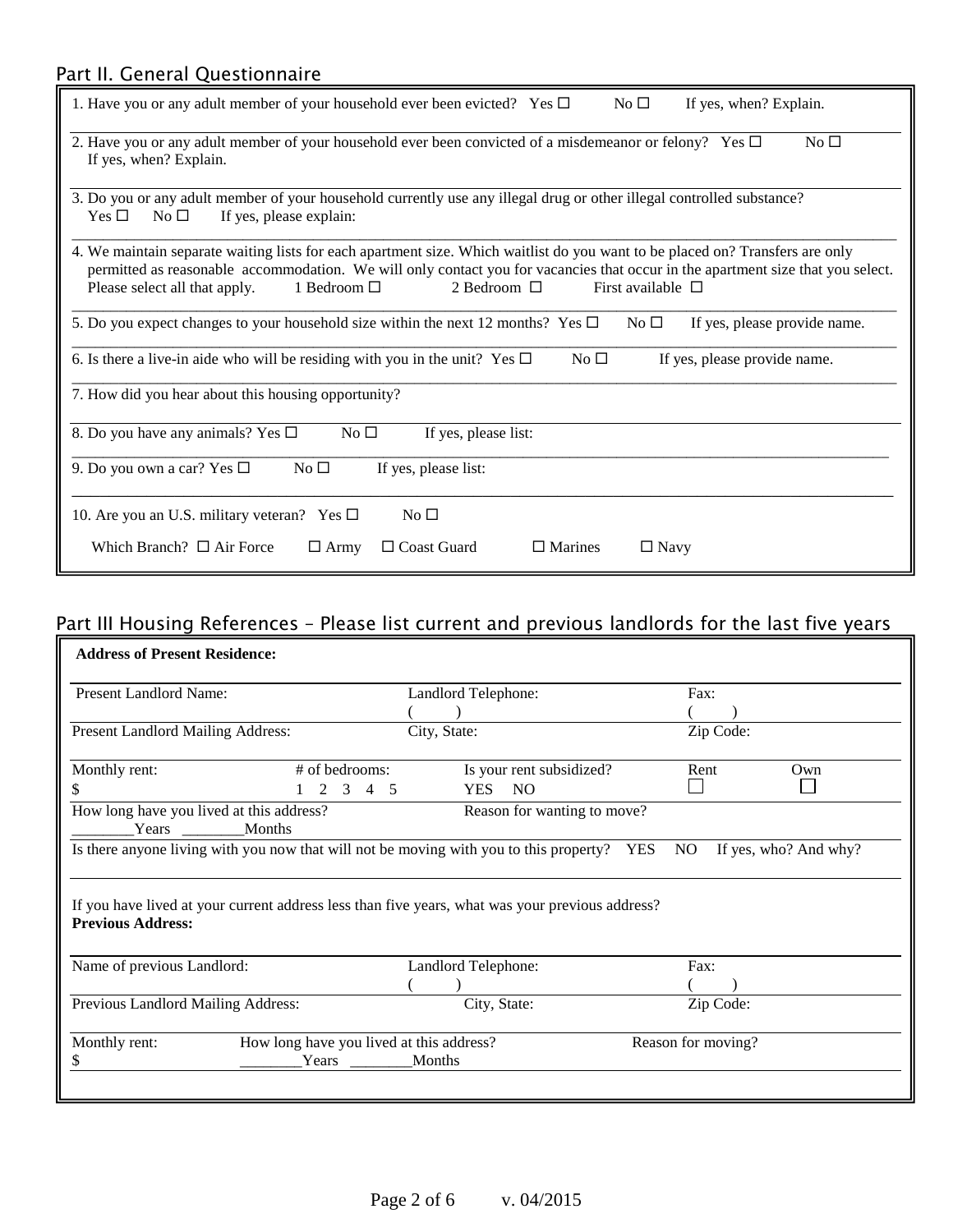## Part II. General Questionnaire

1. Have you or any adult member of your household ever been evicted? Yes ☐ No ☐ If yes, when? Explain.

2. Have you or any adult member of your household ever been convicted of a misdemeanor or felony? Yes ☐ No ☐
   If yes, when? Explain.

3. Do you or any adult member of your household currently use any illegal drug or other illegal controlled substance?
   Yes ☐ No ☐ If yes, please explain:

4. We maintain separate waiting lists for each apartment size. Which waitlist do you want to be placed on? Transfers are only permitted as reasonable accommodation. We will only contact you for vacancies that occur in the apartment size that you select. Please select all that apply. 1 Bedroom ☐ 2 Bedroom ☐ First available ☐

5. Do you expect changes to your household size within the next 12 months? Yes ☐ No ☐ If yes, please provide name.

6. Is there a live-in aide who will be residing with you in the unit? Yes ☐ No ☐ If yes, please provide name.

7. How did you hear about this housing opportunity?

8. Do you have any animals? Yes ☐ No ☐ If yes, please list:

9. Do you own a car? Yes ☐ No ☐ If yes, please list:

10. Are you an U.S. military veteran? Yes ☐ No ☐

    Which Branch? ☐ Air Force ☐ Army ☐ Coast Guard ☐ Marines ☐ Navy

## Part III Housing References – Please list current and previous landlords for the last five years

**Address of Present Residence:**

| Present Landlord Name: | | Landlord Telephone: ( ) | | Fax: ( ) | |
|---|---|---|---|---|---|
| Present Landlord Mailing Address: | | City, State: | | Zip Code: | |
| Monthly rent: $ | # of bedrooms: 1 2 3 4 5 | | Is your rent subsidized? YES NO | Rent ☐ | Own ☐ |
| How long have you lived at this address? ________Years ________Months | | | Reason for wanting to move? | | |

Is there anyone living with you now that will not be moving with you to this property? YES NO If yes, who? And why?

If you have lived at your current address less than five years, what was your previous address?
**Previous Address:**

| Name of previous Landlord: | Landlord Telephone: ( ) | Fax: ( ) |
|---|---|---|
| Previous Landlord Mailing Address: | City, State: | Zip Code: |
| Monthly rent: $ | How long have you lived at this address? ________Years ________Months | Reason for moving? |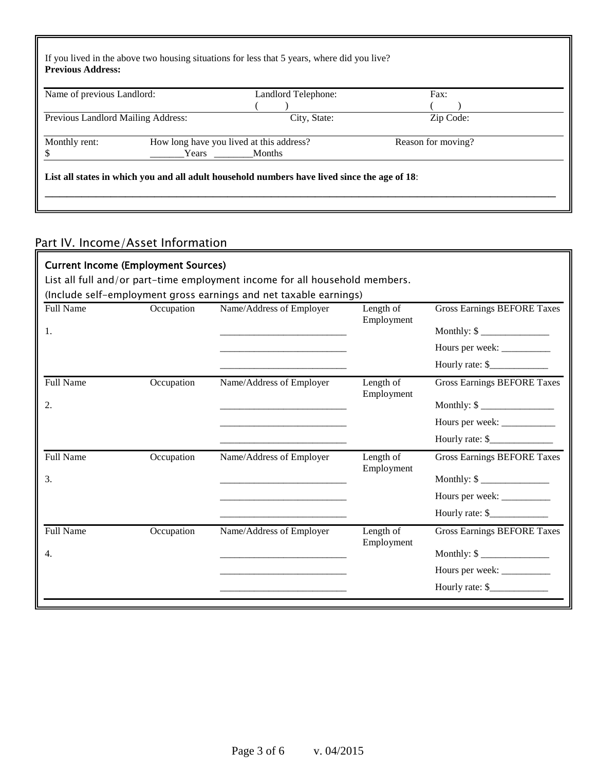If you lived in the above two housing situations for less that 5 years, where did you live?
**Previous Address:**

| Name of previous Landlord: | Landlord Telephone: | Fax: |
|---|---|---|
| | (      ) | (      ) |
| Previous Landlord Mailing Address: | City, State: | Zip Code: |

| Monthly rent: | How long have you lived at this address? | Reason for moving? |
|---|---|---|
| $ | _______Years ________Months | |

**List all states in which you and all adult household numbers have lived since the age of 18**:

______________________________________________________________________________

## Part IV. Income/Asset Information

### Current Income (Employment Sources)

List all full and/or part-time employment income for all household members.
(Include self-employment gross earnings and net taxable earnings)

| Full Name | Occupation | Name/Address of Employer | Length of Employment | Gross Earnings BEFORE Taxes |
|---|---|---|---|---|
| 1. | | __________________________ | | Monthly: $ ______________ |
| | | __________________________ | | Hours per week: __________ |
| | | __________________________ | | Hourly rate: $____________ |
| **Full Name** | **Occupation** | **Name/Address of Employer** | **Length of Employment** | **Gross Earnings BEFORE Taxes** |
| 2. | | __________________________ | | Monthly: $ _______________ |
| | | __________________________ | | Hours per week: ___________ |
| | | __________________________ | | Hourly rate: $_____________ |
| **Full Name** | **Occupation** | **Name/Address of Employer** | **Length of Employment** | **Gross Earnings BEFORE Taxes** |
| 3. | | __________________________ | | Monthly: $ ______________ |
| | | __________________________ | | Hours per week: __________ |
| | | __________________________ | | Hourly rate: $____________ |
| **Full Name** | **Occupation** | **Name/Address of Employer** | **Length of Employment** | **Gross Earnings BEFORE Taxes** |
| 4. | | __________________________ | | Monthly: $ ______________ |
| | | __________________________ | | Hours per week: __________ |
| | | __________________________ | | Hourly rate: $____________ |

v. 04/2015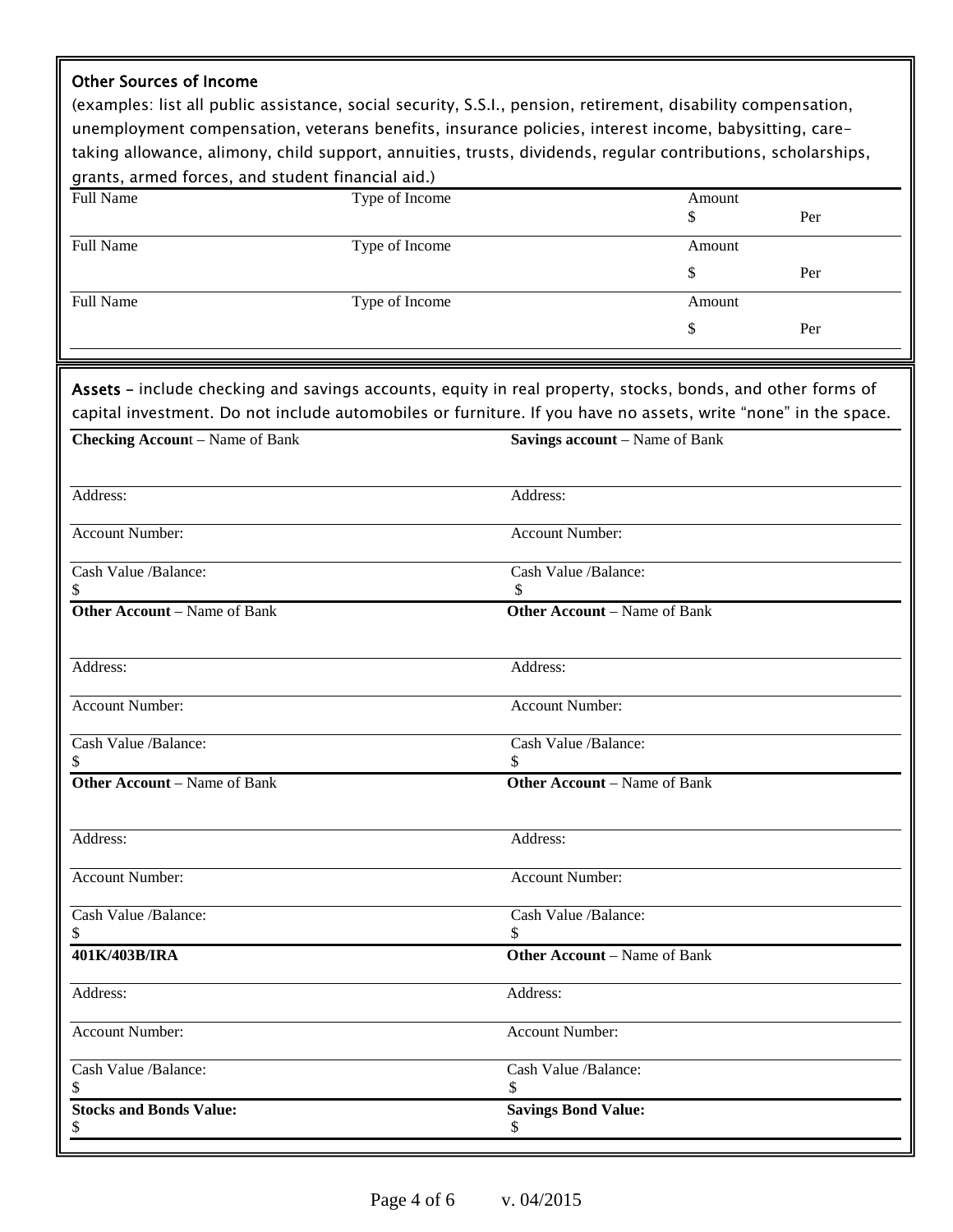## Other Sources of Income

(examples: list all public assistance, social security, S.S.I., pension, retirement, disability compensation, unemployment compensation, veterans benefits, insurance policies, interest income, babysitting, care-taking allowance, alimony, child support, annuities, trusts, dividends, regular contributions, scholarships, grants, armed forces, and student financial aid.)

| Full Name | Type of Income | Amount | |
|---|---|---|---|
| | | $ | Per |
| Full Name | Type of Income | Amount | |
| | | $ | Per |
| Full Name | Type of Income | Amount | |
| | | $ | Per |

## Assets

**Assets** – include checking and savings accounts, equity in real property, stocks, bonds, and other forms of capital investment. Do not include automobiles or furniture. If you have no assets, write "none" in the space.

| | |
|---|---|
| **Checking Account** – Name of Bank | **Savings account** – Name of Bank |
| Address: | Address: |
| Account Number: | Account Number: |
| Cash Value /Balance: $ | Cash Value /Balance: $ |
| **Other Account** – Name of Bank | **Other Account** – Name of Bank |
| Address: | Address: |
| Account Number: | Account Number: |
| Cash Value /Balance: $ | Cash Value /Balance: $ |
| **Other Account** – Name of Bank | **Other Account** – Name of Bank |
| Address: | Address: |
| Account Number: | Account Number: |
| Cash Value /Balance: $ | Cash Value /Balance: $ |
| **401K/403B/IRA** | **Other Account** – Name of Bank |
| Address: | Address: |
| Account Number: | Account Number: |
| Cash Value /Balance: $ | Cash Value /Balance: $ |
| **Stocks and Bonds Value:** $ | **Savings Bond Value:** $ |

v. 04/2015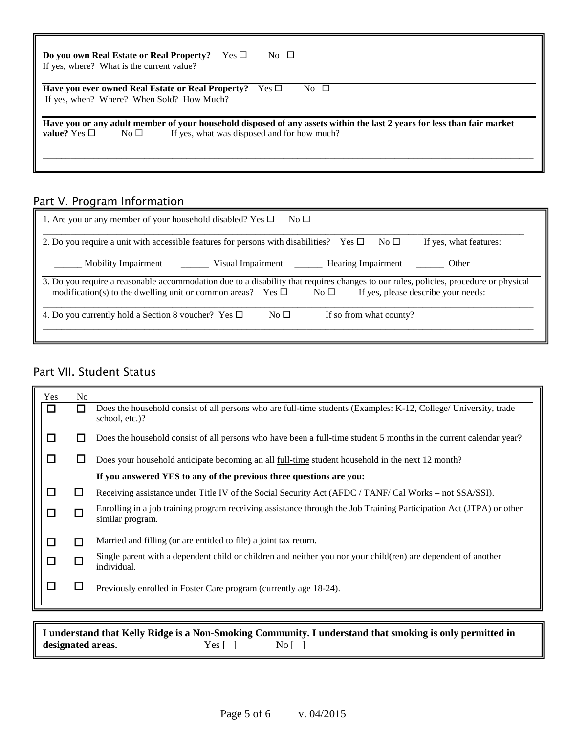**Do you own Real Estate or Real Property?** Yes ☐ No ☐
If yes, where? What is the current value?

**Have you ever owned Real Estate or Real Property?** Yes ☐ No ☐
If yes, when? Where? When Sold? How Much?

**Have you or any adult member of your household disposed of any assets within the last 2 years for less than fair market value?** Yes ☐ No ☐ If yes, what was disposed and for how much?

___________________________________________________________________________________________

## Part V. Program Information

1. Are you or any member of your household disabled? Yes ☐ No ☐

2. Do you require a unit with accessible features for persons with disabilities? Yes ☐ No ☐ If yes, what features:

______ Mobility Impairment ______ Visual Impairment ______ Hearing Impairment ______ Other

3. Do you require a reasonable accommodation due to a disability that requires changes to our rules, policies, procedure or physical modification(s) to the dwelling unit or common areas? Yes ☐ No ☐ If yes, please describe your needs:

4. Do you currently hold a Section 8 voucher? Yes ☐ No ☐ If so from what county?

___________________________________________________________________________________________

## Part VII. Student Status

| Yes | No | |
|---|---|---|
| ☐ | ☐ | Does the household consist of all persons who are full-time students (Examples: K-12, College/ University, trade school, etc.)? |
| ☐ | ☐ | Does the household consist of all persons who have been a full-time student 5 months in the current calendar year? |
| ☐ | ☐ | Does your household anticipate becoming an all full-time student household in the next 12 month? |
| | | **If you answered YES to any of the previous three questions are you:** |
| ☐ | ☐ | Receiving assistance under Title IV of the Social Security Act (AFDC / TANF/ Cal Works – not SSA/SSI). |
| ☐ | ☐ | Enrolling in a job training program receiving assistance through the Job Training Participation Act (JTPA) or other similar program. |
| ☐ | ☐ | Married and filling (or are entitled to file) a joint tax return. |
| ☐ | ☐ | Single parent with a dependent child or children and neither you nor your child(ren) are dependent of another individual. |
| ☐ | ☐ | Previously enrolled in Foster Care program (currently age 18-24). |

**I understand that Kelly Ridge is a Non-Smoking Community. I understand that smoking is only permitted in designated areas.** Yes [ ] No [ ]

v. 04/2015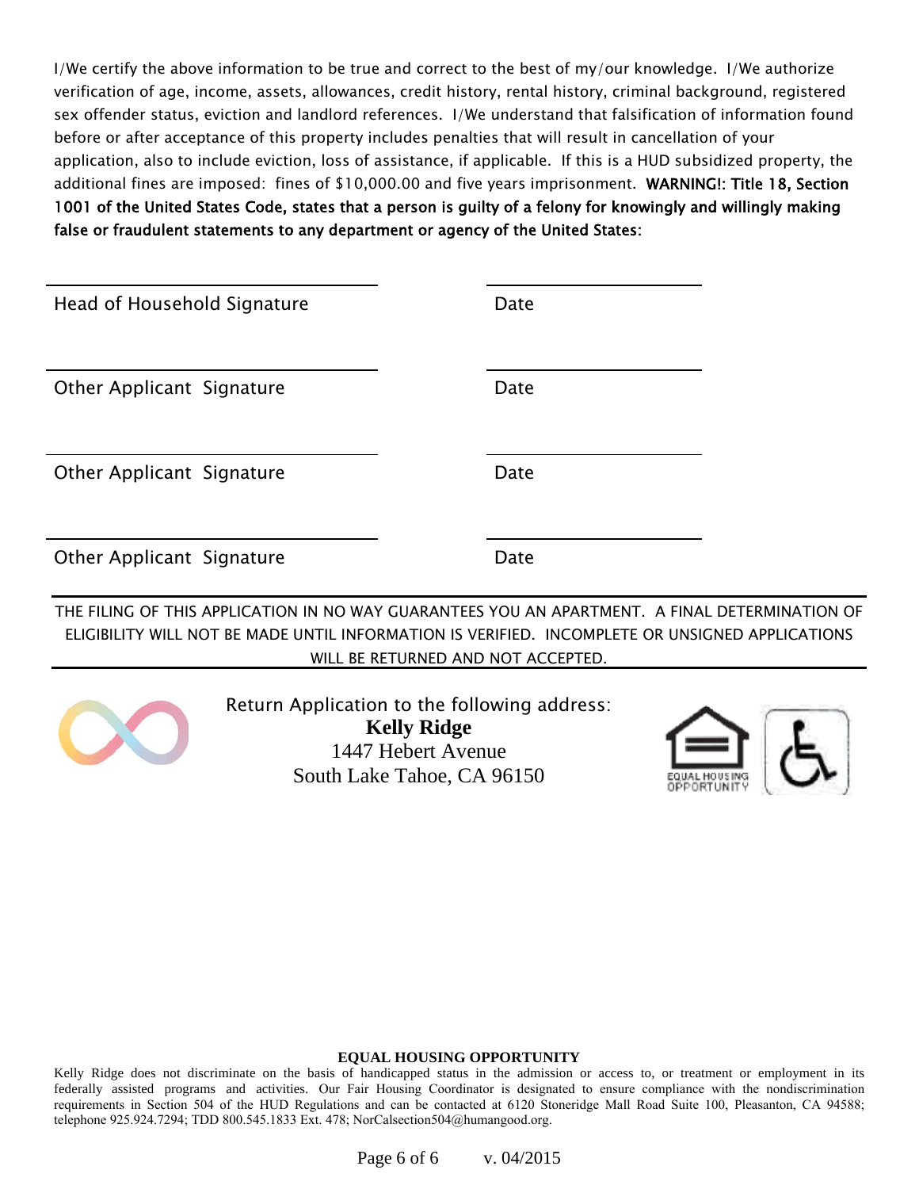I/We certify the above information to be true and correct to the best of my/our knowledge. I/We authorize verification of age, income, assets, allowances, credit history, rental history, criminal background, registered sex offender status, eviction and landlord references. I/We understand that falsification of information found before or after acceptance of this property includes penalties that will result in cancellation of your application, also to include eviction, loss of assistance, if applicable. If this is a HUD subsidized property, the additional fines are imposed: fines of $10,000.00 and five years imprisonment. **WARNING!: Title 18, Section 1001 of the United States Code, states that a person is guilty of a felony for knowingly and willingly making false or fraudulent statements to any department or agency of the United States:**

| | |
|---|---|
| Head of Household Signature | Date |
| Other Applicant Signature | Date |
| Other Applicant Signature | Date |
| Other Applicant Signature | Date |

THE FILING OF THIS APPLICATION IN NO WAY GUARANTEES YOU AN APARTMENT. A FINAL DETERMINATION OF ELIGIBILITY WILL NOT BE MADE UNTIL INFORMATION IS VERIFIED. INCOMPLETE OR UNSIGNED APPLICATIONS WILL BE RETURNED AND NOT ACCEPTED.

Return Application to the following address:
**Kelly Ridge**
1447 Hebert Avenue
South Lake Tahoe, CA 96150

EQUAL HOUSING OPPORTUNITY

**EQUAL HOUSING OPPORTUNITY**

Kelly Ridge does not discriminate on the basis of handicapped status in the admission or access to, or treatment or employment in its federally assisted programs and activities. Our Fair Housing Coordinator is designated to ensure compliance with the nondiscrimination requirements in Section 504 of the HUD Regulations and can be contacted at 6120 Stoneridge Mall Road Suite 100, Pleasanton, CA 94588; telephone 925.924.7294; TDD 800.545.1833 Ext. 478; NorCalsection504@humangood.org.

v. 04/2015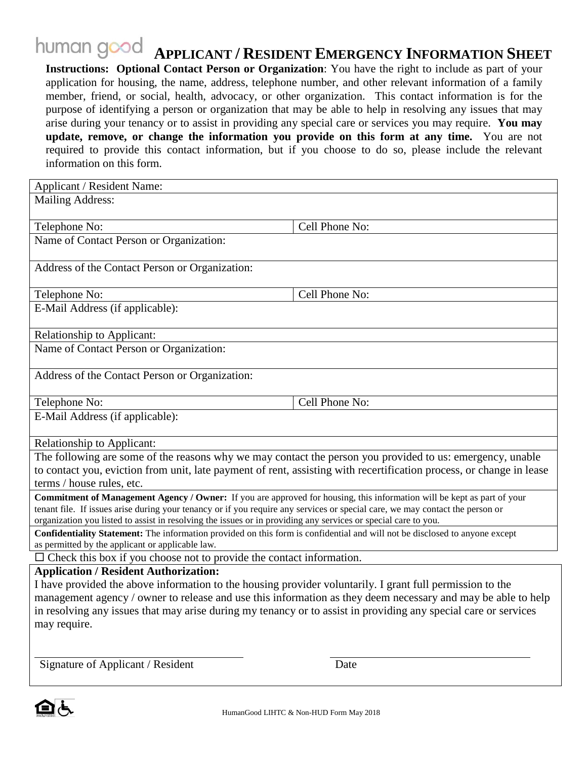human good **APPLICANT / RESIDENT EMERGENCY INFORMATION SHEET**

**Instructions: Optional Contact Person or Organization**: You have the right to include as part of your application for housing, the name, address, telephone number, and other relevant information of a family member, friend, or social, health, advocacy, or other organization. This contact information is for the purpose of identifying a person or organization that may be able to help in resolving any issues that may arise during your tenancy or to assist in providing any special care or services you may require. **You may update, remove, or change the information you provide on this form at any time.** You are not required to provide this contact information, but if you choose to do so, please include the relevant information on this form.

| | |
|---|---|
| Applicant / Resident Name: | |
| Mailing Address: | |
| Telephone No: | Cell Phone No: |
| Name of Contact Person or Organization: | |
| Address of the Contact Person or Organization: | |
| Telephone No: | Cell Phone No: |
| E-Mail Address (if applicable): | |
| Relationship to Applicant: | |
| Name of Contact Person or Organization: | |
| Address of the Contact Person or Organization: | |
| Telephone No: | Cell Phone No: |
| E-Mail Address (if applicable): | |
| Relationship to Applicant: | |

The following are some of the reasons why we may contact the person you provided to us: emergency, unable to contact you, eviction from unit, late payment of rent, assisting with recertification process, or change in lease terms / house rules, etc.

**Commitment of Management Agency / Owner:** If you are approved for housing, this information will be kept as part of your tenant file. If issues arise during your tenancy or if you require any services or special care, we may contact the person or organization you listed to assist in resolving the issues or in providing any services or special care to you.

**Confidentiality Statement:** The information provided on this form is confidential and will not be disclosed to anyone except as permitted by the applicant or applicable law.

☐ Check this box if you choose not to provide the contact information.

**Application / Resident Authorization:**

I have provided the above information to the housing provider voluntarily. I grant full permission to the management agency / owner to release and use this information as they deem necessary and may be able to help in resolving any issues that may arise during my tenancy or to assist in providing any special care or services may require.

\_\_\_\_\_\_\_\_\_\_\_\_\_\_\_\_\_\_\_\_\_\_\_\_\_\_\_\_\_\_ \_\_\_\_\_\_\_\_\_\_\_\_\_\_\_\_\_\_\_\_\_\_\_\_\_\_\_\_\_\_

Signature of Applicant / Resident Date

HumanGood LIHTC & Non-HUD Form May 2018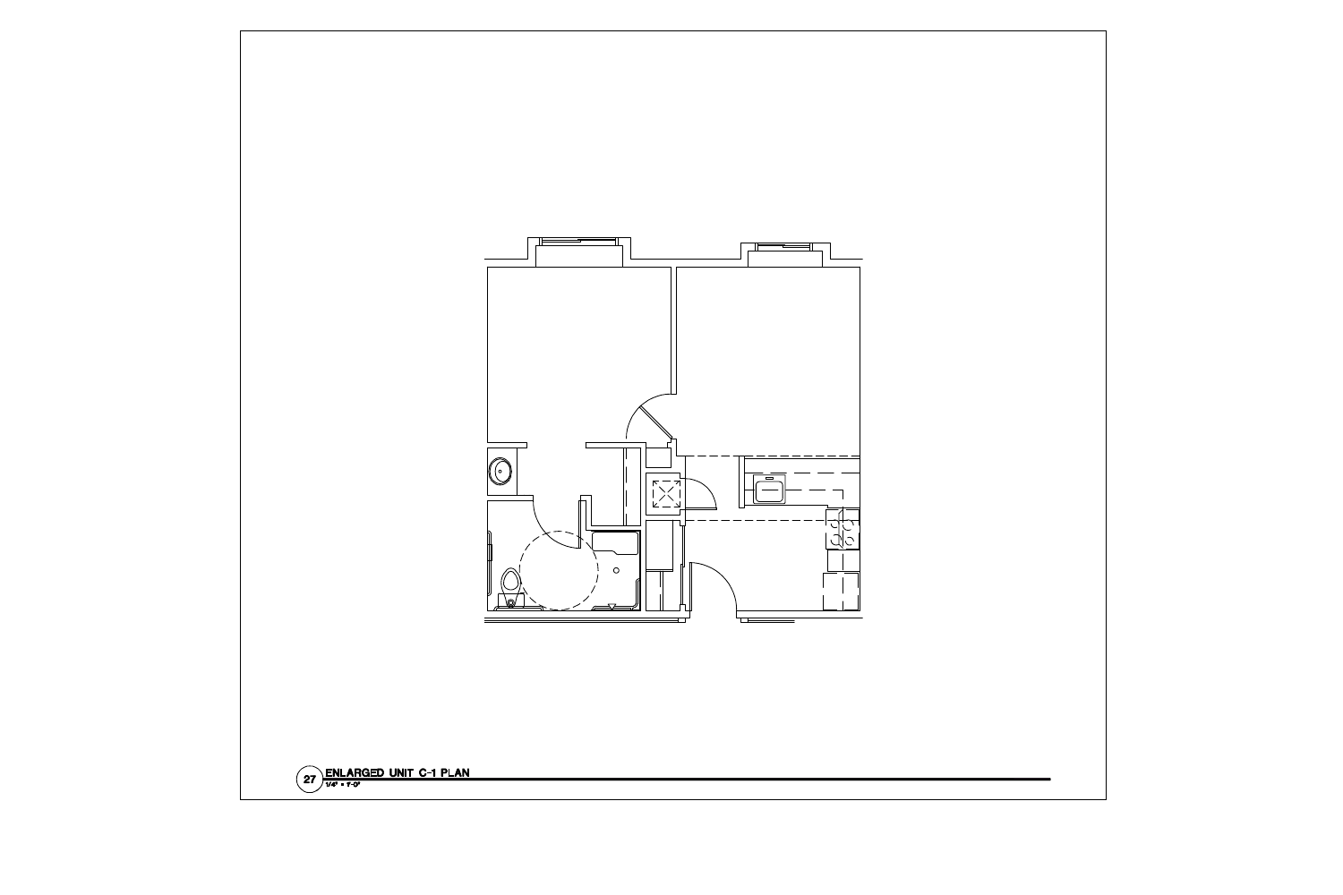27 ENLARGED UNIT C-1 PLAN

1/4" = 1'-0"